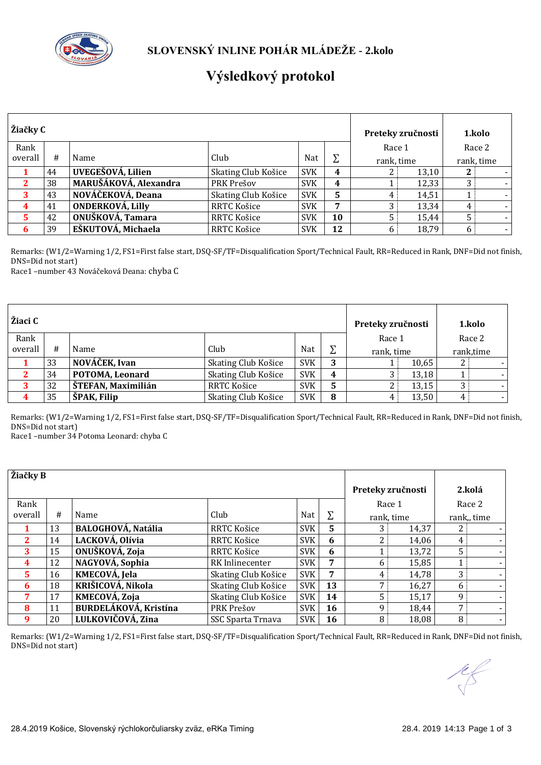# SLOVENSKÝ INLINE POHÁR MLÁDEŽE - 2.kolo

## Výsledkový protokol

| Žiačky C | | | | | | Preteky zručnosti | | 1.kolo | |
|---|---|---|---|---|---|---|---|---|---|
| Rank overall | # | Name | Club | Nat | ∑ | Race 1 rank, time | | Race 2 rank, time | |
| 1 | 44 | **UVEGEŠOVÁ, Lilien** | Skating Club Košice | SVK | **4** | 2 | 13,10 | **2** | - |
| 2 | 38 | **MARUŠÁKOVÁ, Alexandra** | PRK Prešov | SVK | **4** | 1 | 12,33 | 3 | - |
| 3 | 43 | **NOVÁČEKOVÁ, Deana** | Skating Club Košice | SVK | **5** | 4 | 14,51 | 1 | - |
| 4 | 41 | **ONDERKOVÁ, Lilly** | RRTC Košice | SVK | **7** | 3 | 13,34 | 4 | - |
| 5 | 42 | **ONUŠKOVÁ, Tamara** | RRTC Košice | SVK | **10** | 5 | 15,44 | 5 | - |
| 6 | 39 | **EŠKUTOVÁ, Michaela** | RRTC Košice | SVK | **12** | 6 | 18,79 | 6 | - |

Remarks: (W1/2=Warning 1/2, FS1=First false start, DSQ-SF/TF=Disqualification Sport/Technical Fault, RR=Reduced in Rank, DNF=Did not finish, DNS=Did not start)
Race1 –number 43 Nováčeková Deana: chyba C

| Žiaci C | | | | | | Preteky zručnosti | | 1.kolo | |
|---|---|---|---|---|---|---|---|---|---|
| Rank overall | # | Name | Club | Nat | ∑ | Race 1 rank, time | | Race 2 rank,time | |
| 1 | 33 | **NOVÁČEK, Ivan** | Skating Club Košice | SVK | **3** | 1 | 10,65 | 2 | - |
| 2 | 34 | **POTOMA, Leonard** | Skating Club Košice | SVK | **4** | 3 | 13,18 | 1 | - |
| 3 | 32 | **ŠTEFAN, Maximilián** | RRTC Košice | SVK | **5** | 2 | 13,15 | 3 | - |
| 4 | 35 | **ŠPAK, Filip** | Skating Club Košice | SVK | **8** | 4 | 13,50 | 4 | - |

Remarks: (W1/2=Warning 1/2, FS1=First false start, DSQ-SF/TF=Disqualification Sport/Technical Fault, RR=Reduced in Rank, DNF=Did not finish, DNS=Did not start)
Race1 –number 34 Potoma Leonard: chyba C

| Žiačky B | | | | | | Preteky zručnosti | | 2.kolá | |
|---|---|---|---|---|---|---|---|---|---|
| Rank overall | # | Name | Club | Nat | ∑ | Race 1 rank, time | | Race 2 rank,, time | |
| 1 | 13 | **BALOGHOVÁ, Natália** | RRTC Košice | SVK | **5** | 3 | 14,37 | 2 | - |
| 2 | 14 | **LACKOVÁ, Olívia** | RRTC Košice | SVK | **6** | 2 | 14,06 | 4 | - |
| 3 | 15 | **ONUŠKOVÁ, Zoja** | RRTC Košice | SVK | **6** | 1 | 13,72 | 5 | - |
| 4 | 12 | **NAGYOVÁ, Sophia** | RK Inlinecenter | SVK | **7** | 6 | 15,85 | 1 | - |
| 5 | 16 | **KMECOVÁ, Jela** | Skating Club Košice | SVK | **7** | 4 | 14,78 | 3 | - |
| 6 | 18 | **KRIŠICOVÁ, Nikola** | Skating Club Košice | SVK | **13** | 7 | 16,27 | 6 | - |
| 7 | 17 | **KMECOVÁ, Zoja** | Skating Club Košice | SVK | **14** | 5 | 15,17 | 9 | - |
| 8 | 11 | **BURDELÁKOVÁ, Kristína** | PRK Prešov | SVK | **16** | 9 | 18,44 | 7 | - |
| 9 | 20 | **LULKOVIČOVÁ, Zina** | SSC Sparta Trnava | SVK | **16** | 8 | 18,08 | 8 | - |

Remarks: (W1/2=Warning 1/2, FS1=First false start, DSQ-SF/TF=Disqualification Sport/Technical Fault, RR=Reduced in Rank, DNF=Did not finish, DNS=Did not start)

28.4.2019 Košice, Slovenský rýchlokorčuliarsky zväz, eRKa Timing

28.4. 2019 14:13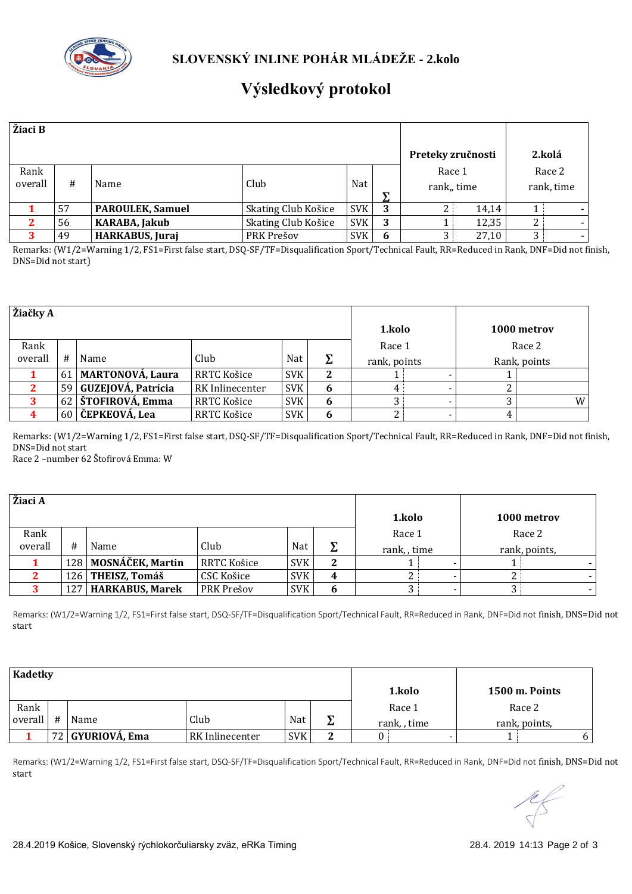# SLOVENSKÝ INLINE POHÁR MLÁDEŽE - 2.kolo

## Výsledkový protokol

| Žiaci B | | | | | | Preteky zručnosti | | 2.kolá | |
|---|---|---|---|---|---|---|---|---|---|
| Rank overall | # | Name | Club | Nat | ∑ | Race 1 rank,, time | | Race 2 rank, time | |
| 1 | 57 | **PAROULEK, Samuel** | Skating Club Košice | SVK | **3** | 2 | 14,14 | 1 | - |
| 2 | 56 | **KARABA, Jakub** | Skating Club Košice | SVK | **3** | 1 | 12,35 | 2 | - |
| 3 | 49 | **HARKABUS, Juraj** | PRK Prešov | SVK | **6** | 3 | 27,10 | 3 | - |

Remarks: (W1/2=Warning 1/2, FS1=First false start, DSQ-SF/TF=Disqualification Sport/Technical Fault, RR=Reduced in Rank, DNF=Did not finish, DNS=Did not start)

| Žiačky A | | | | | | 1.kolo | | 1000 metrov | |
|---|---|---|---|---|---|---|---|---|---|
| Rank overall | # | Name | Club | Nat | ∑ | Race 1 rank, points | | Race 2 Rank, points | |
| 1 | 61 | **MARTONOVÁ, Laura** | RRTC Košice | SVK | **2** | 1 | - | 1 | |
| 2 | 59 | **GUZEJOVÁ, Patrícia** | RK Inlinecenter | SVK | **6** | 4 | - | 2 | |
| 3 | 62 | **ŠTOFIROVÁ, Emma** | RRTC Košice | SVK | **6** | 3 | - | 3 | W |
| 4 | 60 | **ČEPKEOVÁ, Lea** | RRTC Košice | SVK | **6** | 2 | - | 4 | |

Remarks: (W1/2=Warning 1/2, FS1=First false start, DSQ-SF/TF=Disqualification Sport/Technical Fault, RR=Reduced in Rank, DNF=Did not finish, DNS=Did not start
Race 2 –number 62 Štofirová Emma: W

| Žiaci A | | | | | | 1.kolo | | 1000 metrov | |
|---|---|---|---|---|---|---|---|---|---|
| Rank overall | # | Name | Club | Nat | ∑ | Race 1 rank, , time | | Race 2 rank, points, | |
| 1 | 128 | **MOSNÁČEK, Martin** | RRTC Košice | SVK | **2** | 1 | - | 1 | - |
| 2 | 126 | **THEISZ, Tomáš** | CSC Košice | SVK | **4** | 2 | - | 2 | - |
| 3 | 127 | **HARKABUS, Marek** | PRK Prešov | SVK | **6** | 3 | - | 3 | - |

Remarks: (W1/2=Warning 1/2, FS1=First false start, DSQ-SF/TF=Disqualification Sport/Technical Fault, RR=Reduced in Rank, DNF=Did not finish, DNS=Did not start

| Kadetky | | | | | | 1.kolo | | 1500 m. Points | |
|---|---|---|---|---|---|---|---|---|---|
| Rank overall | # | Name | Club | Nat | ∑ | Race 1 rank, , time | | Race 2 rank, points, | |
| 1 | 72 | **GYURIOVÁ, Ema** | RK Inlinecenter | SVK | **2** | 0 | - | 1 | 6 |

Remarks: (W1/2=Warning 1/2, FS1=First false start, DSQ-SF/TF=Disqualification Sport/Technical Fault, RR=Reduced in Rank, DNF=Did not finish, DNS=Did not start

28.4.2019 Košice, Slovenský rýchlokorčuliarsky zväz, eRKa Timing

28.4. 2019 14:13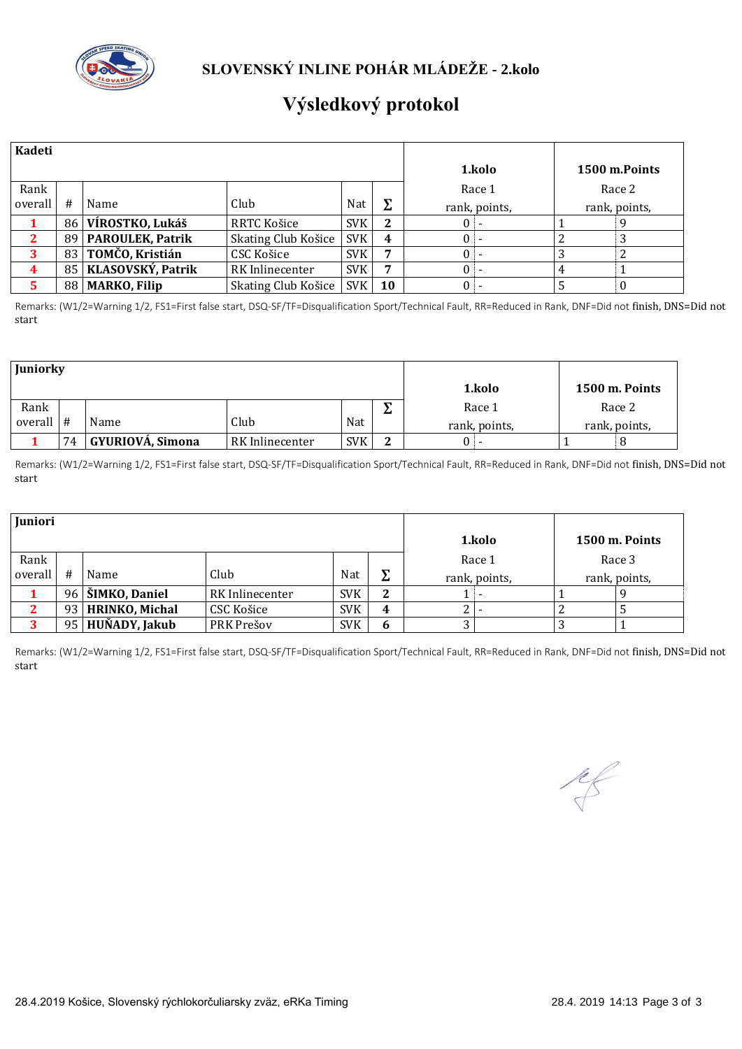## SLOVENSKÝ INLINE POHÁR MLÁDEŽE - 2.kolo

# Výsledkový protokol

| Kadeti | | | | | | 1.kolo | | 1500 m.Points | |
|---|---|---|---|---|---|---|---|---|---|
| Rank overall | # | Name | Club | Nat | Σ | Race 1 rank, points, | | Race 2 rank, points, | |
| 1 | 86 | **VÍROSTKO, Lukáš** | RRTC Košice | SVK | **2** | 0 | - | 1 | 9 |
| 2 | 89 | **PAROULEK, Patrik** | Skating Club Košice | SVK | **4** | 0 | - | 2 | 3 |
| 3 | 83 | **TOMČO, Kristián** | CSC Košice | SVK | **7** | 0 | - | 3 | 2 |
| 4 | 85 | **KLASOVSKÝ, Patrik** | RK Inlinecenter | SVK | **7** | 0 | - | 4 | 1 |
| 5 | 88 | **MARKO, Filip** | Skating Club Košice | SVK | **10** | 0 | - | 5 | 0 |

Remarks: (W1/2=Warning 1/2, FS1=First false start, DSQ-SF/TF=Disqualification Sport/Technical Fault, RR=Reduced in Rank, DNF=Did not finish, DNS=Did not start

| Juniorky | | | | | | 1.kolo | | 1500 m. Points | |
|---|---|---|---|---|---|---|---|---|---|
| Rank overall | # | Name | Club | Nat | Σ | Race 1 rank, points, | | Race 2 rank, points, | |
| 1 | 74 | **GYURIOVÁ, Simona** | RK Inlinecenter | SVK | **2** | 0 | - | 1 | 8 |

Remarks: (W1/2=Warning 1/2, FS1=First false start, DSQ-SF/TF=Disqualification Sport/Technical Fault, RR=Reduced in Rank, DNF=Did not finish, DNS=Did not start

| Juniori | | | | | | 1.kolo | | 1500 m. Points | |
|---|---|---|---|---|---|---|---|---|---|
| Rank overall | # | Name | Club | Nat | Σ | Race 1 rank, points, | | Race 3 rank, points, | |
| 1 | 96 | **ŠIMKO, Daniel** | RK Inlinecenter | SVK | **2** | 1 | - | 1 | 9 |
| 2 | 93 | **HRINKO, Michal** | CSC Košice | SVK | **4** | 2 | - | 2 | 5 |
| 3 | 95 | **HUŇADY, Jakub** | PRK Prešov | SVK | **6** | 3 | | 3 | 1 |

Remarks: (W1/2=Warning 1/2, FS1=First false start, DSQ-SF/TF=Disqualification Sport/Technical Fault, RR=Reduced in Rank, DNF=Did not finish, DNS=Did not start

28.4.2019 Košice, Slovenský rýchlokorčuliarsky zväz, eRKa Timing

28.4. 2019 14:13